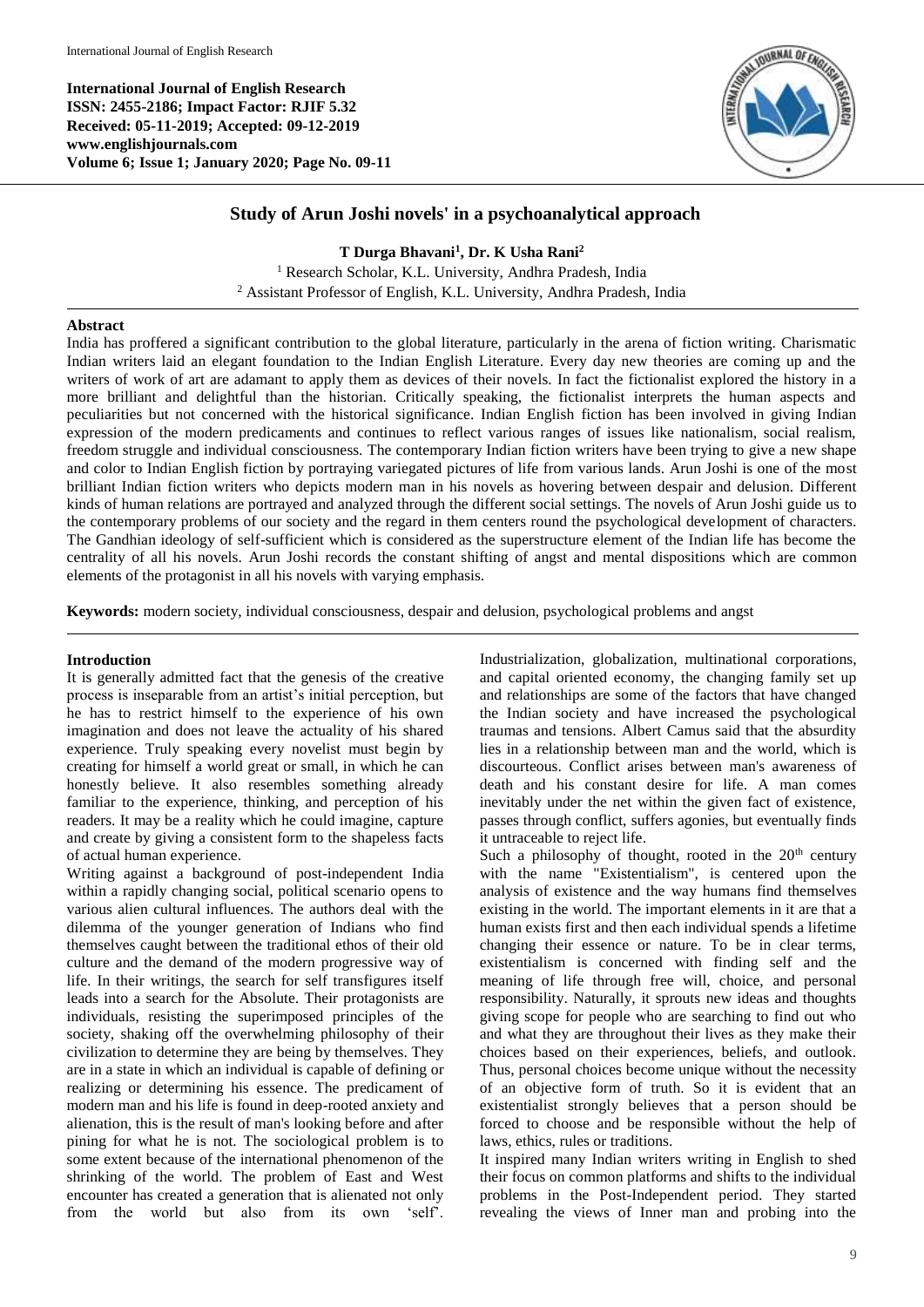**International Journal of English Research**
**ISSN: 2455-2186; Impact Factor: RJIF 5.32**
**Received: 05-11-2019; Accepted: 09-12-2019**
**www.englishjournals.com**
**Volume 6; Issue 1; January 2020; Page No. 09-11**

# Study of Arun Joshi novels' in a psychoanalytical approach

**T Durga Bhavani[1], Dr. K Usha Rani[2]**

[1] Research Scholar, K.L. University, Andhra Pradesh, India
[2] Assistant Professor of English, K.L. University, Andhra Pradesh, India

## Abstract

India has proffered a significant contribution to the global literature, particularly in the arena of fiction writing. Charismatic Indian writers laid an elegant foundation to the Indian English Literature. Every day new theories are coming up and the writers of work of art are adamant to apply them as devices of their novels. In fact the fictionalist explored the history in a more brilliant and delightful than the historian. Critically speaking, the fictionalist interprets the human aspects and peculiarities but not concerned with the historical significance. Indian English fiction has been involved in giving Indian expression of the modern predicaments and continues to reflect various ranges of issues like nationalism, social realism, freedom struggle and individual consciousness. The contemporary Indian fiction writers have been trying to give a new shape and color to Indian English fiction by portraying variegated pictures of life from various lands. Arun Joshi is one of the most brilliant Indian fiction writers who depicts modern man in his novels as hovering between despair and delusion. Different kinds of human relations are portrayed and analyzed through the different social settings. The novels of Arun Joshi guide us to the contemporary problems of our society and the regard in them centers round the psychological development of characters. The Gandhian ideology of self-sufficient which is considered as the superstructure element of the Indian life has become the centrality of all his novels. Arun Joshi records the constant shifting of angst and mental dispositions which are common elements of the protagonist in all his novels with varying emphasis.

**Keywords:** modern society, individual consciousness, despair and delusion, psychological problems and angst

## Introduction

It is generally admitted fact that the genesis of the creative process is inseparable from an artist's initial perception, but he has to restrict himself to the experience of his own imagination and does not leave the actuality of his shared experience. Truly speaking every novelist must begin by creating for himself a world great or small, in which he can honestly believe. It also resembles something already familiar to the experience, thinking, and perception of his readers. It may be a reality which he could imagine, capture and create by giving a consistent form to the shapeless facts of actual human experience.

Writing against a background of post-independent India within a rapidly changing social, political scenario opens to various alien cultural influences. The authors deal with the dilemma of the younger generation of Indians who find themselves caught between the traditional ethos of their old culture and the demand of the modern progressive way of life. In their writings, the search for self transfigures itself leads into a search for the Absolute. Their protagonists are individuals, resisting the superimposed principles of the society, shaking off the overwhelming philosophy of their civilization to determine they are being by themselves. They are in a state in which an individual is capable of defining or realizing or determining his essence. The predicament of modern man and his life is found in deep-rooted anxiety and alienation, this is the result of man's looking before and after pining for what he is not. The sociological problem is to some extent because of the international phenomenon of the shrinking of the world. The problem of East and West encounter has created a generation that is alienated not only from the world but also from its own 'self'. Industrialization, globalization, multinational corporations, and capital oriented economy, the changing family set up and relationships are some of the factors that have changed the Indian society and have increased the psychological traumas and tensions. Albert Camus said that the absurdity lies in a relationship between man and the world, which is discourteous. Conflict arises between man's awareness of death and his constant desire for life. A man comes inevitably under the net within the given fact of existence, passes through conflict, suffers agonies, but eventually finds it untraceable to reject life.

Such a philosophy of thought, rooted in the 20th century with the name "Existentialism", is centered upon the analysis of existence and the way humans find themselves existing in the world. The important elements in it are that a human exists first and then each individual spends a lifetime changing their essence or nature. To be in clear terms, existentialism is concerned with finding self and the meaning of life through free will, choice, and personal responsibility. Naturally, it sprouts new ideas and thoughts giving scope for people who are searching to find out who and what they are throughout their lives as they make their choices based on their experiences, beliefs, and outlook. Thus, personal choices become unique without the necessity of an objective form of truth. So it is evident that an existentialist strongly believes that a person should be forced to choose and be responsible without the help of laws, ethics, rules or traditions.

It inspired many Indian writers writing in English to shed their focus on common platforms and shifts to the individual problems in the Post-Independent period. They started revealing the views of Inner man and probing into the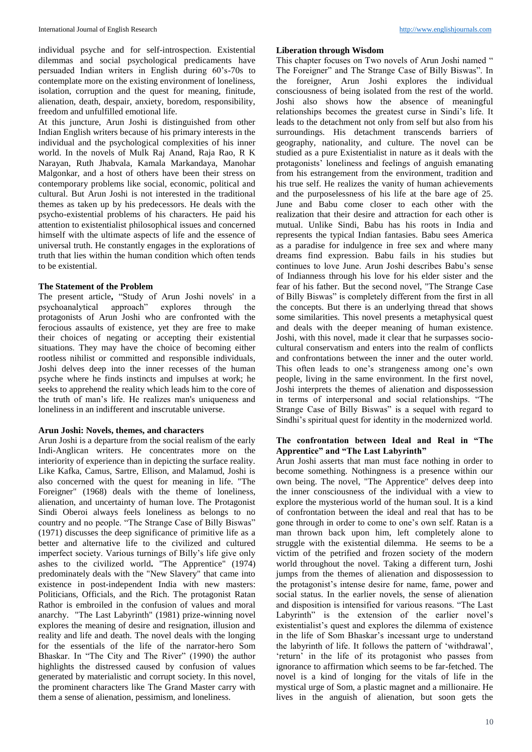individual psyche and for self-introspection. Existential dilemmas and social psychological predicaments have persuaded Indian writers in English during 60's-70s to contemplate more on the existing environment of loneliness, isolation, corruption and the quest for meaning, finitude, alienation, death, despair, anxiety, boredom, responsibility, freedom and unfulfilled emotional life.

At this juncture, Arun Joshi is distinguished from other Indian English writers because of his primary interests in the individual and the psychological complexities of his inner world. In the novels of Mulk Raj Anand, Raja Rao, R K Narayan, Ruth Jhabvala, Kamala Markandaya, Manohar Malgonkar, and a host of others have been their stress on contemporary problems like social, economic, political and cultural. But Arun Joshi is not interested in the traditional themes as taken up by his predecessors. He deals with the psycho-existential problems of his characters. He paid his attention to existentialist philosophical issues and concerned himself with the ultimate aspects of life and the essence of universal truth. He constantly engages in the explorations of truth that lies within the human condition which often tends to be existential.

### The Statement of the Problem

The present article**,** "Study of Arun Joshi novels' in a psychoanalytical approach" explores through the protagonists of Arun Joshi who are confronted with the ferocious assaults of existence, yet they are free to make their choices of negating or accepting their existential situations. They may have the choice of becoming either rootless nihilist or committed and responsible individuals, Joshi delves deep into the inner recesses of the human psyche where he finds instincts and impulses at work; he seeks to apprehend the reality which leads him to the core of the truth of man's life. He realizes man's uniqueness and loneliness in an indifferent and inscrutable universe.

### Arun Joshi: Novels, themes, and characters

Arun Joshi is a departure from the social realism of the early Indi-Anglican writers. He concentrates more on the interiority of experience than in depicting the surface reality. Like Kafka, Camus, Sartre, Ellison, and Malamud, Joshi is also concerned with the quest for meaning in life. "The Foreigner" (1968) deals with the theme of loneliness, alienation, and uncertainty of human love. The Protagonist Sindi Oberoi always feels loneliness as belongs to no country and no people. "The Strange Case of Billy Biswas" (1971) discusses the deep significance of primitive life as a better and alternative life to the civilized and cultured imperfect society. Various turnings of Billy's life give only ashes to the civilized world**.** "The Apprentice" (1974) predominately deals with the "New Slavery" that came into existence in post-independent India with new masters: Politicians, Officials, and the Rich. The protagonist Ratan Rathor is embroiled in the confusion of values and moral anarchy. "The Last Labyrinth" (1981) prize-winning novel explores the meaning of desire and resignation, illusion and reality and life and death. The novel deals with the longing for the essentials of the life of the narrator-hero Som Bhaskar. In "The City and The River" (1990) the author highlights the distressed caused by confusion of values generated by materialistic and corrupt society. In this novel, the prominent characters like The Grand Master carry with them a sense of alienation, pessimism, and loneliness.

### Liberation through Wisdom

This chapter focuses on Two novels of Arun Joshi named " The Foreigner" and The Strange Case of Billy Biswas". In the foreigner, Arun Joshi explores the individual consciousness of being isolated from the rest of the world. Joshi also shows how the absence of meaningful relationships becomes the greatest curse in Sindi's life. It leads to the detachment not only from self but also from his surroundings. His detachment transcends barriers of geography, nationality, and culture. The novel can be studied as a pure Existentialist in nature as it deals with the protagonists' loneliness and feelings of anguish emanating from his estrangement from the environment, tradition and his true self. He realizes the vanity of human achievements and the purposelessness of his life at the bare age of 25. June and Babu come closer to each other with the realization that their desire and attraction for each other is mutual. Unlike Sindi, Babu has his roots in India and represents the typical Indian fantasies. Babu sees America as a paradise for indulgence in free sex and where many dreams find expression. Babu fails in his studies but continues to love June. Arun Joshi describes Babu's sense of Indianness through his love for his elder sister and the fear of his father. But the second novel, "The Strange Case of Billy Biswas" is completely different from the first in all the concepts. But there is an underlying thread that shows some similarities. This novel presents a metaphysical quest and deals with the deeper meaning of human existence. Joshi, with this novel, made it clear that he surpasses socio-cultural conservatism and enters into the realm of conflicts and confrontations between the inner and the outer world. This often leads to one's strangeness among one's own people, living in the same environment. In the first novel, Joshi interprets the themes of alienation and dispossession in terms of interpersonal and social relationships. "The Strange Case of Billy Biswas" is a sequel with regard to Sindhi's spiritual quest for identity in the modernized world.

### The confrontation between Ideal and Real in "The Apprentice" and "The Last Labyrinth"

Arun Joshi asserts that man must face nothing in order to become something. Nothingness is a presence within our own being. The novel, "The Apprentice" delves deep into the inner consciousness of the individual with a view to explore the mysterious world of the human soul. It is a kind of confrontation between the ideal and real that has to be gone through in order to come to one's own self. Ratan is a man thrown back upon him, left completely alone to struggle with the existential dilemma. He seems to be a victim of the petrified and frozen society of the modern world throughout the novel. Taking a different turn, Joshi jumps from the themes of alienation and dispossession to the protagonist's intense desire for name, fame, power and social status. In the earlier novels, the sense of alienation and disposition is intensified for various reasons. "The Last Labyrinth" is the extension of the earlier novel's existentialist's quest and explores the dilemma of existence in the life of Som Bhaskar's incessant urge to understand the labyrinth of life. It follows the pattern of 'withdrawal', 'return' in the life of its protagonist who passes from ignorance to affirmation which seems to be far-fetched. The novel is a kind of longing for the vitals of life in the mystical urge of Som, a plastic magnet and a millionaire. He lives in the anguish of alienation, but soon gets the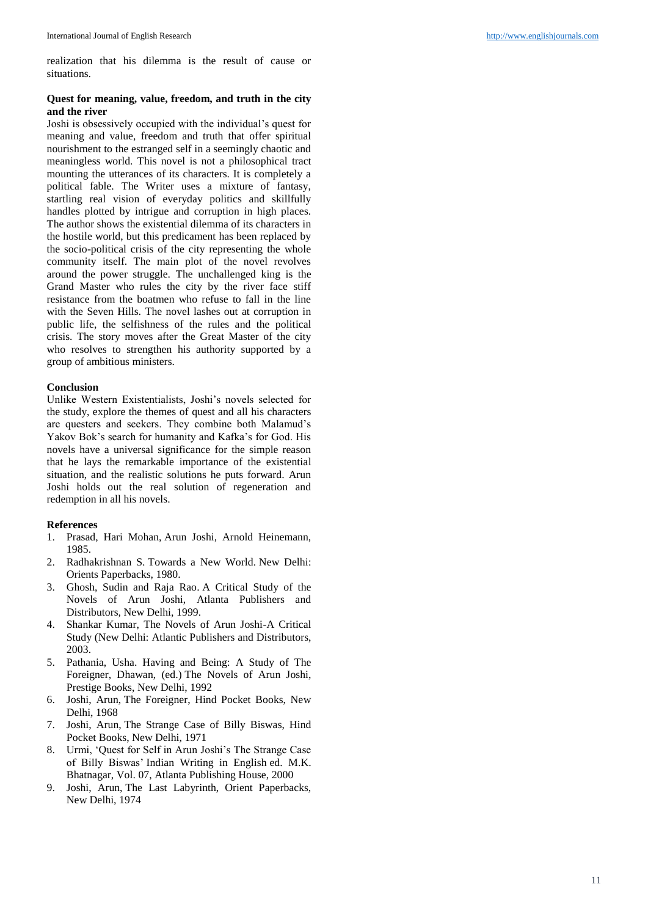realization that his dilemma is the result of cause or situations.

**Quest for meaning, value, freedom, and truth in the city and the river**

Joshi is obsessively occupied with the individual's quest for meaning and value, freedom and truth that offer spiritual nourishment to the estranged self in a seemingly chaotic and meaningless world. This novel is not a philosophical tract mounting the utterances of its characters. It is completely a political fable. The Writer uses a mixture of fantasy, startling real vision of everyday politics and skillfully handles plotted by intrigue and corruption in high places. The author shows the existential dilemma of its characters in the hostile world, but this predicament has been replaced by the socio-political crisis of the city representing the whole community itself. The main plot of the novel revolves around the power struggle. The unchallenged king is the Grand Master who rules the city by the river face stiff resistance from the boatmen who refuse to fall in the line with the Seven Hills. The novel lashes out at corruption in public life, the selfishness of the rules and the political crisis. The story moves after the Great Master of the city who resolves to strengthen his authority supported by a group of ambitious ministers.

**Conclusion**

Unlike Western Existentialists, Joshi's novels selected for the study, explore the themes of quest and all his characters are questers and seekers. They combine both Malamud's Yakov Bok's search for humanity and Kafka's for God. His novels have a universal significance for the simple reason that he lays the remarkable importance of the existential situation, and the realistic solutions he puts forward. Arun Joshi holds out the real solution of regeneration and redemption in all his novels.

**References**

1. Prasad, Hari Mohan, Arun Joshi, Arnold Heinemann, 1985.
2. Radhakrishnan S. Towards a New World. New Delhi: Orients Paperbacks, 1980.
3. Ghosh, Sudin and Raja Rao. A Critical Study of the Novels of Arun Joshi, Atlanta Publishers and Distributors, New Delhi, 1999.
4. Shankar Kumar, The Novels of Arun Joshi-A Critical Study (New Delhi: Atlantic Publishers and Distributors, 2003.
5. Pathania, Usha. Having and Being: A Study of The Foreigner, Dhawan, (ed.) The Novels of Arun Joshi, Prestige Books, New Delhi, 1992
6. Joshi, Arun, The Foreigner, Hind Pocket Books, New Delhi, 1968
7. Joshi, Arun, The Strange Case of Billy Biswas, Hind Pocket Books, New Delhi, 1971
8. Urmi, 'Quest for Self in Arun Joshi's The Strange Case of Billy Biswas' Indian Writing in English ed. M.K. Bhatnagar, Vol. 07, Atlanta Publishing House, 2000
9. Joshi, Arun, The Last Labyrinth, Orient Paperbacks, New Delhi, 1974